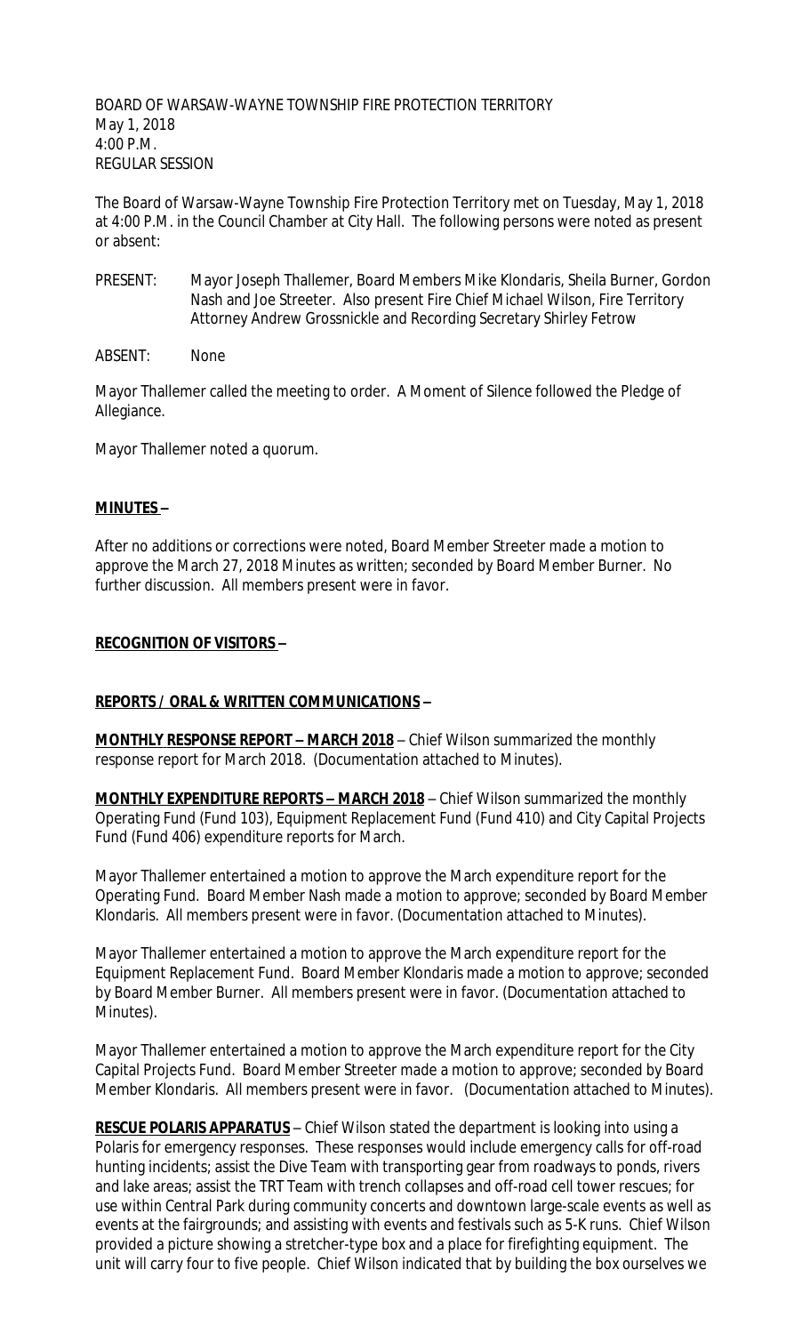BOARD OF WARSAW-WAYNE TOWNSHIP FIRE PROTECTION TERRITORY
May 1, 2018
4:00 P.M.
REGULAR SESSION

The Board of Warsaw-Wayne Township Fire Protection Territory met on Tuesday, May 1, 2018 at 4:00 P.M. in the Council Chamber at City Hall. The following persons were noted as present or absent:

PRESENT: Mayor Joseph Thallemer, Board Members Mike Klondaris, Sheila Burner, Gordon Nash and Joe Streeter. Also present Fire Chief Michael Wilson, Fire Territory Attorney Andrew Grossnickle and Recording Secretary Shirley Fetrow

ABSENT: None

Mayor Thallemer called the meeting to order. A Moment of Silence followed the Pledge of Allegiance.

Mayor Thallemer noted a quorum.

**MINUTES –**

After no additions or corrections were noted, Board Member Streeter made a motion to approve the March 27, 2018 Minutes as written; seconded by Board Member Burner. No further discussion. All members present were in favor.

**RECOGNITION OF VISITORS –**

**REPORTS / ORAL & WRITTEN COMMUNICATIONS –**

**MONTHLY RESPONSE REPORT – MARCH 2018** – Chief Wilson summarized the monthly response report for March 2018. (Documentation attached to Minutes).

**MONTHLY EXPENDITURE REPORTS – MARCH 2018** – Chief Wilson summarized the monthly Operating Fund (Fund 103), Equipment Replacement Fund (Fund 410) and City Capital Projects Fund (Fund 406) expenditure reports for March.

Mayor Thallemer entertained a motion to approve the March expenditure report for the Operating Fund. Board Member Nash made a motion to approve; seconded by Board Member Klondaris. All members present were in favor. (Documentation attached to Minutes).

Mayor Thallemer entertained a motion to approve the March expenditure report for the Equipment Replacement Fund. Board Member Klondaris made a motion to approve; seconded by Board Member Burner. All members present were in favor. (Documentation attached to Minutes).

Mayor Thallemer entertained a motion to approve the March expenditure report for the City Capital Projects Fund. Board Member Streeter made a motion to approve; seconded by Board Member Klondaris. All members present were in favor. (Documentation attached to Minutes).

**RESCUE POLARIS APPARATUS** – Chief Wilson stated the department is looking into using a Polaris for emergency responses. These responses would include emergency calls for off-road hunting incidents; assist the Dive Team with transporting gear from roadways to ponds, rivers and lake areas; assist the TRT Team with trench collapses and off-road cell tower rescues; for use within Central Park during community concerts and downtown large-scale events as well as events at the fairgrounds; and assisting with events and festivals such as 5-Kruns. Chief Wilson provided a picture showing a stretcher-type box and a place for firefighting equipment. The unit will carry four to five people. Chief Wilson indicated that by building the box ourselves we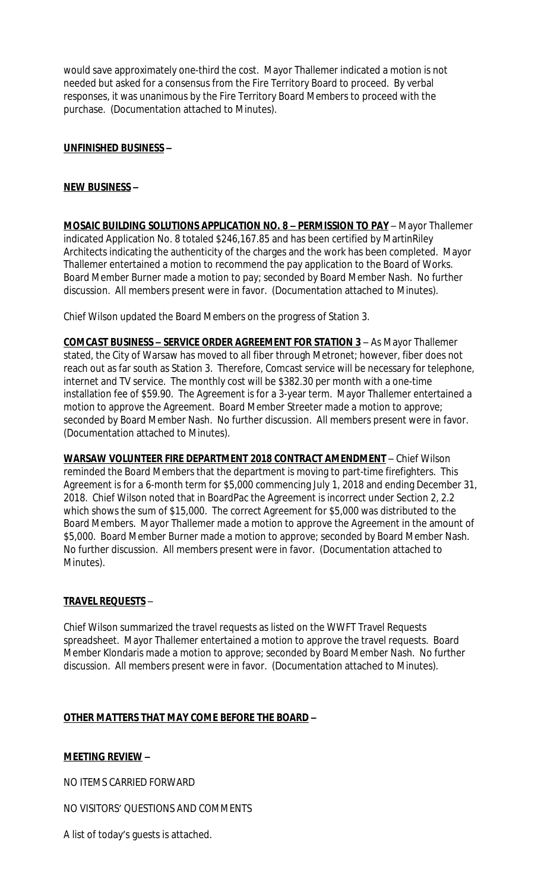would save approximately one-third the cost. Mayor Thallemer indicated a motion is not needed but asked for a consensus from the Fire Territory Board to proceed. By verbal responses, it was unanimous by the Fire Territory Board Members to proceed with the purchase. (Documentation attached to Minutes).

**UNFINISHED BUSINESS –**

**NEW BUSINESS –**

**MOSAIC BUILDING SOLUTIONS APPLICATION NO. 8 – PERMISSION TO PAY** – Mayor Thallemer indicated Application No. 8 totaled $246,167.85 and has been certified by MartinRiley Architects indicating the authenticity of the charges and the work has been completed. Mayor Thallemer entertained a motion to recommend the pay application to the Board of Works. Board Member Burner made a motion to pay; seconded by Board Member Nash. No further discussion. All members present were in favor. (Documentation attached to Minutes).

Chief Wilson updated the Board Members on the progress of Station 3.

**COMCAST BUSINESS – SERVICE ORDER AGREEMENT FOR STATION 3** – As Mayor Thallemer stated, the City of Warsaw has moved to all fiber through Metronet; however, fiber does not reach out as far south as Station 3. Therefore, Comcast service will be necessary for telephone, internet and TV service. The monthly cost will be $382.30 per month with a one-time installation fee of $59.90. The Agreement is for a 3-year term. Mayor Thallemer entertained a motion to approve the Agreement. Board Member Streeter made a motion to approve; seconded by Board Member Nash. No further discussion. All members present were in favor. (Documentation attached to Minutes).

**WARSAW VOLUNTEER FIRE DEPARTMENT 2018 CONTRACT AMENDMENT** – Chief Wilson reminded the Board Members that the department is moving to part-time firefighters. This Agreement is for a 6-month term for $5,000 commencing July 1, 2018 and ending December 31, 2018. Chief Wilson noted that in BoardPac the Agreement is incorrect under Section 2, 2.2 which shows the sum of $15,000. The correct Agreement for $5,000 was distributed to the Board Members. Mayor Thallemer made a motion to approve the Agreement in the amount of $5,000. Board Member Burner made a motion to approve; seconded by Board Member Nash. No further discussion. All members present were in favor. (Documentation attached to Minutes).

**TRAVEL REQUESTS** –

Chief Wilson summarized the travel requests as listed on the WWFT Travel Requests spreadsheet. Mayor Thallemer entertained a motion to approve the travel requests. Board Member Klondaris made a motion to approve; seconded by Board Member Nash. No further discussion. All members present were in favor. (Documentation attached to Minutes).

**OTHER MATTERS THAT MAY COME BEFORE THE BOARD –**

**MEETING REVIEW –**

NO ITEMS CARRIED FORWARD

NO VISITORS' QUESTIONS AND COMMENTS

A list of today's guests is attached.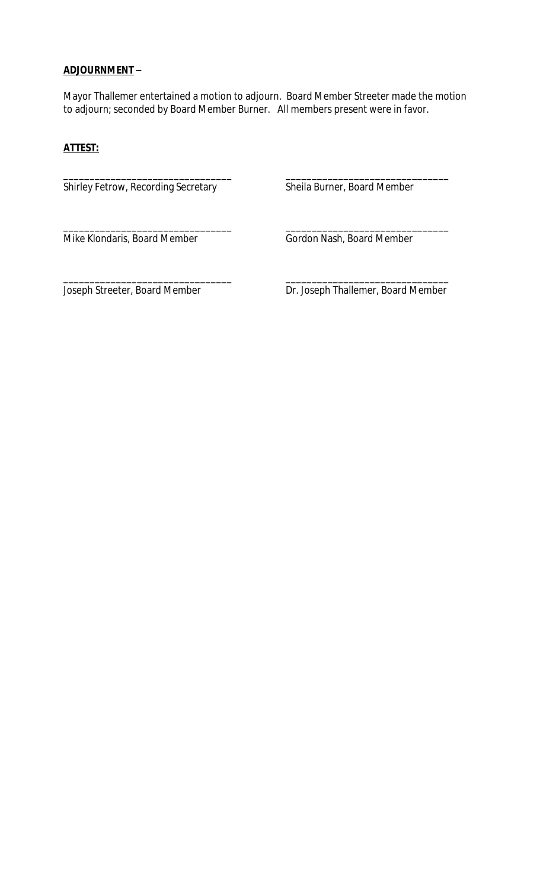**ADJOURNMENT** –

Mayor Thallemer entertained a motion to adjourn. Board Member Streeter made the motion to adjourn; seconded by Board Member Burner. All members present were in favor.

**ATTEST:**

| | |
|---|---|
| _______________________________ | _______________________________ |
| Shirley Fetrow, Recording Secretary | Sheila Burner, Board Member |
| _______________________________ | _______________________________ |
| Mike Klondaris, Board Member | Gordon Nash, Board Member |
| _______________________________ | _______________________________ |
| Joseph Streeter, Board Member | Dr. Joseph Thallemer, Board Member |